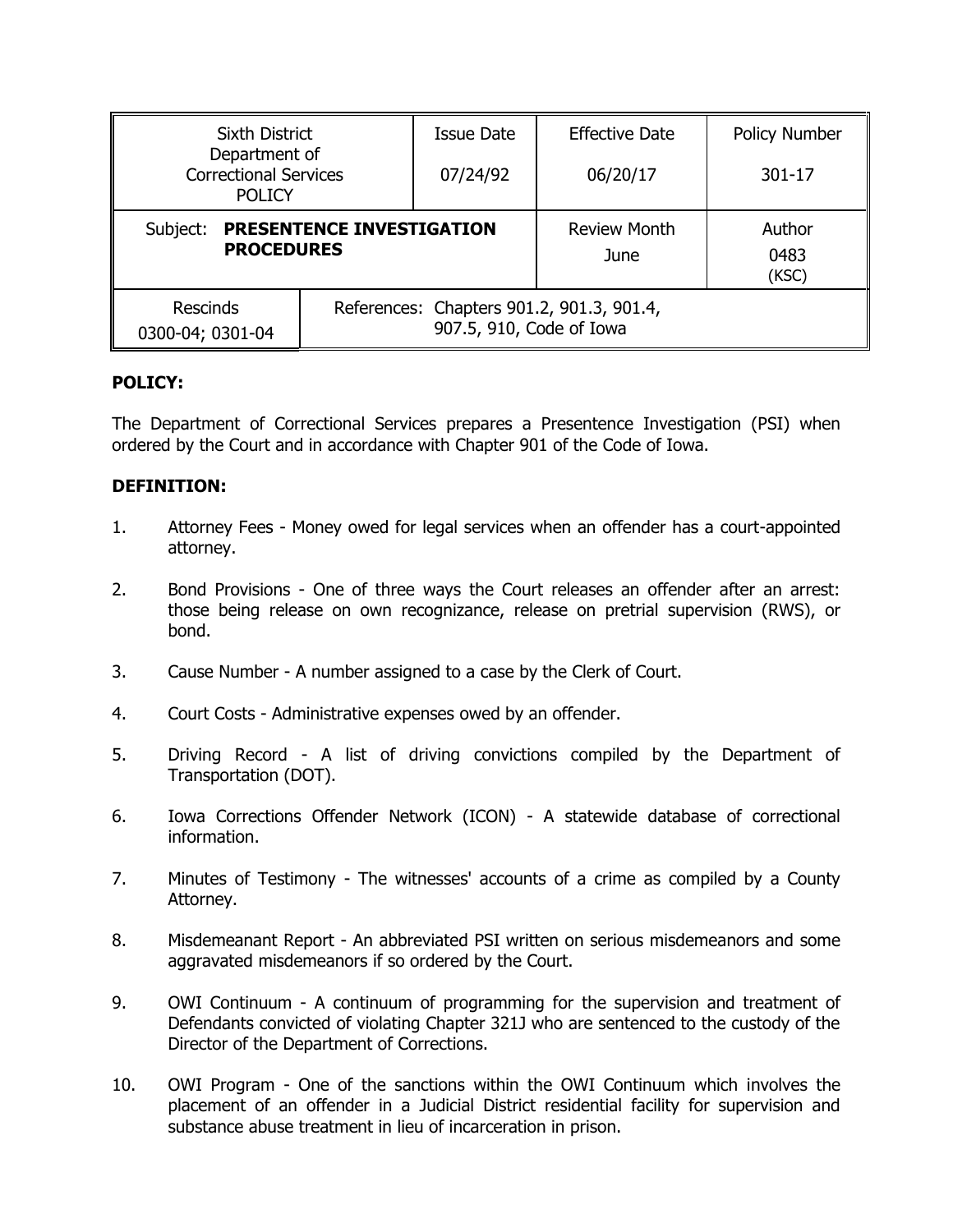| Sixth District Department of Correctional Services POLICY | | Issue Date 07/24/92 | Effective Date 06/20/17 | Policy Number 301-17 |
|---|---|---|---|---|
| Subject: **PRESENTENCE INVESTIGATION PROCEDURES** | | | Review Month June | Author 0483 (KSC) |
| Rescinds 0300-04; 0301-04 | References: Chapters 901.2, 901.3, 901.4, 907.5, 910, Code of Iowa | | | |

**POLICY:**

The Department of Correctional Services prepares a Presentence Investigation (PSI) when ordered by the Court and in accordance with Chapter 901 of the Code of Iowa.

**DEFINITION:**

1. Attorney Fees - Money owed for legal services when an offender has a court-appointed attorney.

2. Bond Provisions - One of three ways the Court releases an offender after an arrest: those being release on own recognizance, release on pretrial supervision (RWS), or bond.

3. Cause Number - A number assigned to a case by the Clerk of Court.

4. Court Costs - Administrative expenses owed by an offender.

5. Driving Record - A list of driving convictions compiled by the Department of Transportation (DOT).

6. Iowa Corrections Offender Network (ICON) - A statewide database of correctional information.

7. Minutes of Testimony - The witnesses' accounts of a crime as compiled by a County Attorney.

8. Misdemeanant Report - An abbreviated PSI written on serious misdemeanors and some aggravated misdemeanors if so ordered by the Court.

9. OWI Continuum - A continuum of programming for the supervision and treatment of Defendants convicted of violating Chapter 321J who are sentenced to the custody of the Director of the Department of Corrections.

10. OWI Program - One of the sanctions within the OWI Continuum which involves the placement of an offender in a Judicial District residential facility for supervision and substance abuse treatment in lieu of incarceration in prison.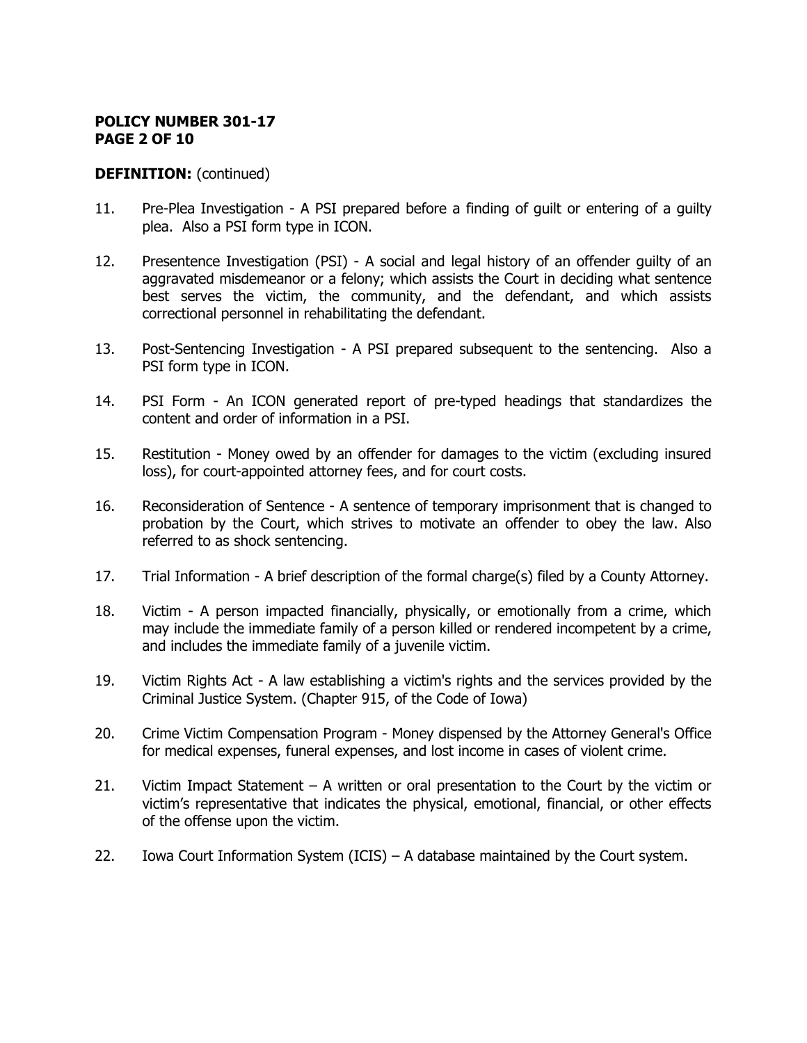**DEFINITION:** (continued)

11. Pre-Plea Investigation - A PSI prepared before a finding of guilt or entering of a guilty plea. Also a PSI form type in ICON.

12. Presentence Investigation (PSI) - A social and legal history of an offender guilty of an aggravated misdemeanor or a felony; which assists the Court in deciding what sentence best serves the victim, the community, and the defendant, and which assists correctional personnel in rehabilitating the defendant.

13. Post-Sentencing Investigation - A PSI prepared subsequent to the sentencing. Also a PSI form type in ICON.

14. PSI Form - An ICON generated report of pre-typed headings that standardizes the content and order of information in a PSI.

15. Restitution - Money owed by an offender for damages to the victim (excluding insured loss), for court-appointed attorney fees, and for court costs.

16. Reconsideration of Sentence - A sentence of temporary imprisonment that is changed to probation by the Court, which strives to motivate an offender to obey the law. Also referred to as shock sentencing.

17. Trial Information - A brief description of the formal charge(s) filed by a County Attorney.

18. Victim - A person impacted financially, physically, or emotionally from a crime, which may include the immediate family of a person killed or rendered incompetent by a crime, and includes the immediate family of a juvenile victim.

19. Victim Rights Act - A law establishing a victim's rights and the services provided by the Criminal Justice System. (Chapter 915, of the Code of Iowa)

20. Crime Victim Compensation Program - Money dispensed by the Attorney General's Office for medical expenses, funeral expenses, and lost income in cases of violent crime.

21. Victim Impact Statement – A written or oral presentation to the Court by the victim or victim's representative that indicates the physical, emotional, financial, or other effects of the offense upon the victim.

22. Iowa Court Information System (ICIS) – A database maintained by the Court system.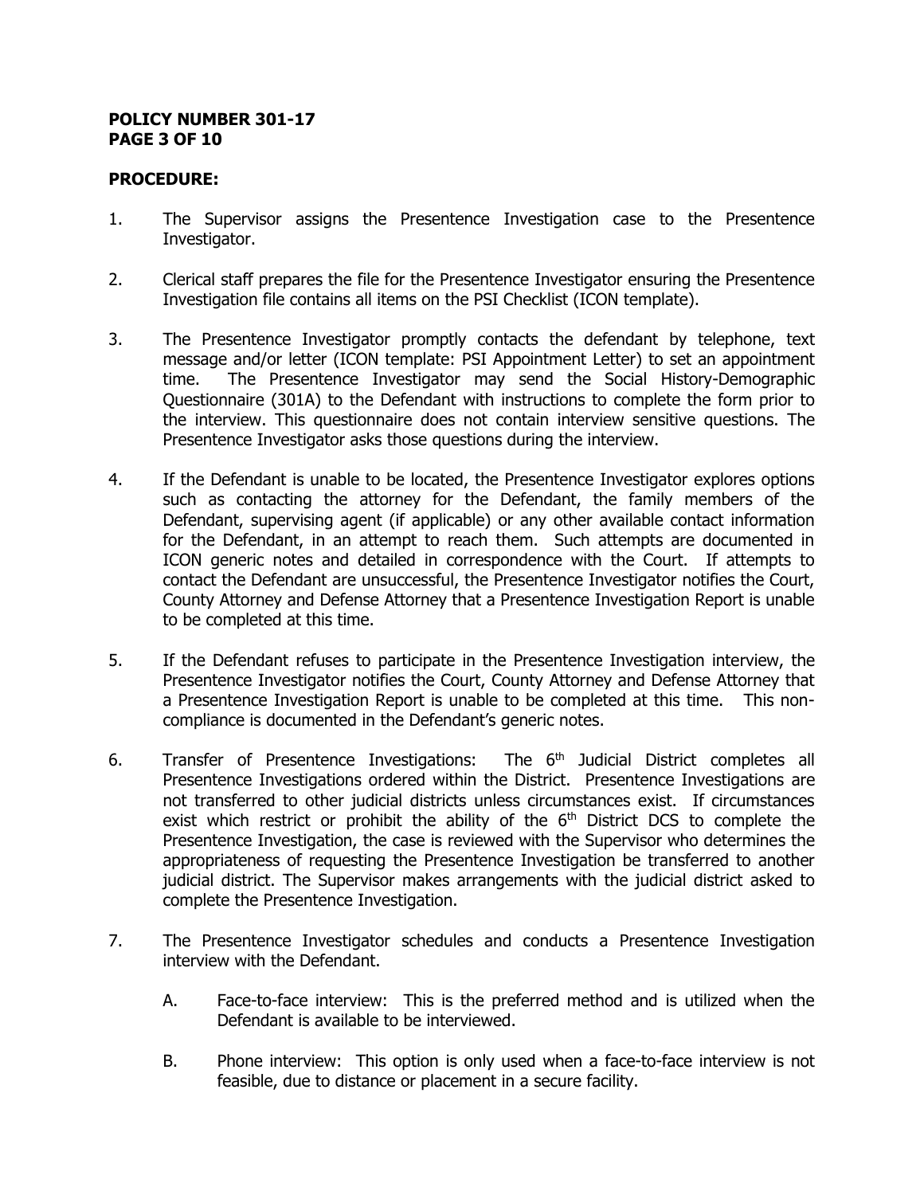**PROCEDURE:**

1. The Supervisor assigns the Presentence Investigation case to the Presentence Investigator.

2. Clerical staff prepares the file for the Presentence Investigator ensuring the Presentence Investigation file contains all items on the PSI Checklist (ICON template).

3. The Presentence Investigator promptly contacts the defendant by telephone, text message and/or letter (ICON template: PSI Appointment Letter) to set an appointment time. The Presentence Investigator may send the Social History-Demographic Questionnaire (301A) to the Defendant with instructions to complete the form prior to the interview. This questionnaire does not contain interview sensitive questions. The Presentence Investigator asks those questions during the interview.

4. If the Defendant is unable to be located, the Presentence Investigator explores options such as contacting the attorney for the Defendant, the family members of the Defendant, supervising agent (if applicable) or any other available contact information for the Defendant, in an attempt to reach them. Such attempts are documented in ICON generic notes and detailed in correspondence with the Court. If attempts to contact the Defendant are unsuccessful, the Presentence Investigator notifies the Court, County Attorney and Defense Attorney that a Presentence Investigation Report is unable to be completed at this time.

5. If the Defendant refuses to participate in the Presentence Investigation interview, the Presentence Investigator notifies the Court, County Attorney and Defense Attorney that a Presentence Investigation Report is unable to be completed at this time. This non-compliance is documented in the Defendant's generic notes.

6. Transfer of Presentence Investigations: The 6th Judicial District completes all Presentence Investigations ordered within the District. Presentence Investigations are not transferred to other judicial districts unless circumstances exist. If circumstances exist which restrict or prohibit the ability of the 6th District DCS to complete the Presentence Investigation, the case is reviewed with the Supervisor who determines the appropriateness of requesting the Presentence Investigation be transferred to another judicial district. The Supervisor makes arrangements with the judicial district asked to complete the Presentence Investigation.

7. The Presentence Investigator schedules and conducts a Presentence Investigation interview with the Defendant.

   A. Face-to-face interview: This is the preferred method and is utilized when the Defendant is available to be interviewed.

   B. Phone interview: This option is only used when a face-to-face interview is not feasible, due to distance or placement in a secure facility.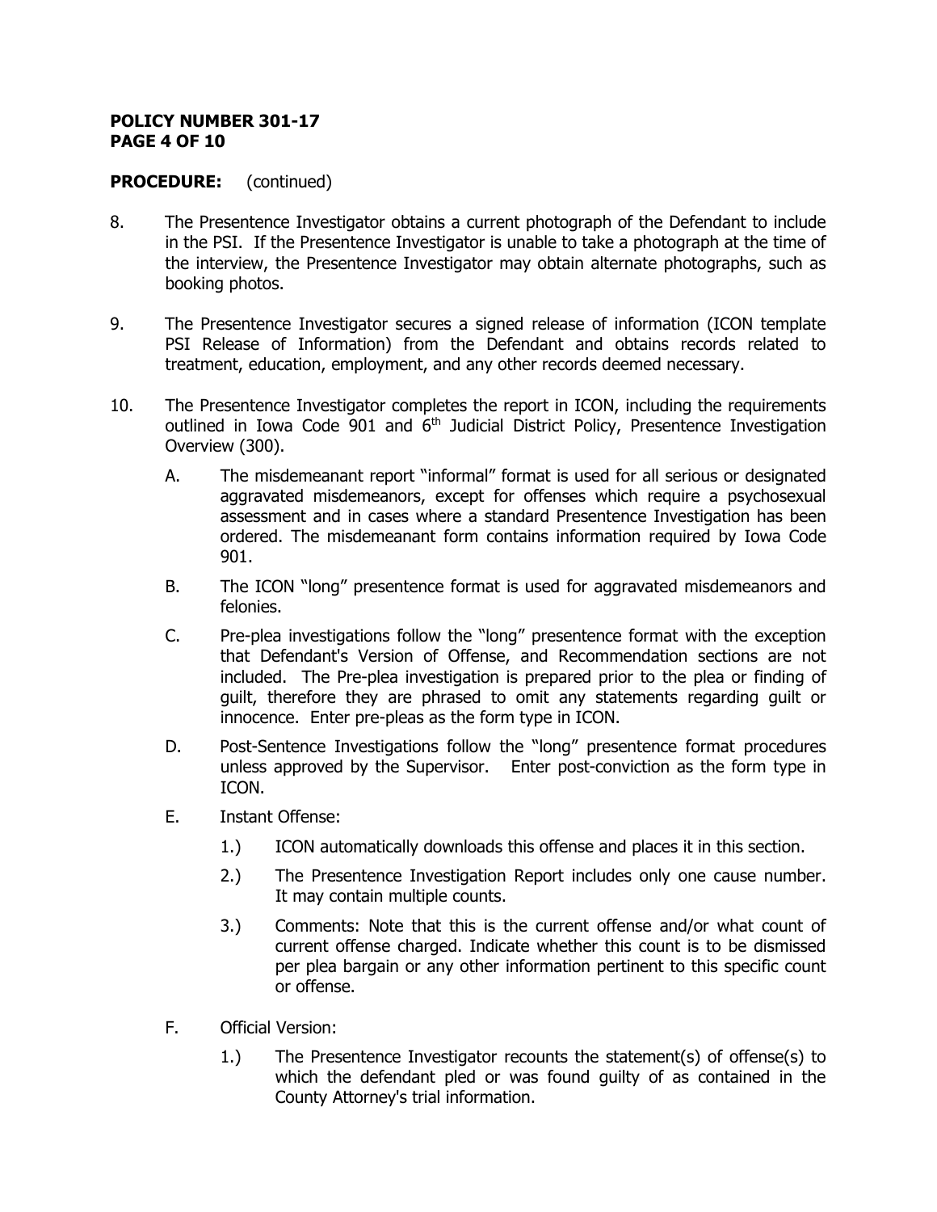**PROCEDURE:** (continued)

8. The Presentence Investigator obtains a current photograph of the Defendant to include in the PSI. If the Presentence Investigator is unable to take a photograph at the time of the interview, the Presentence Investigator may obtain alternate photographs, such as booking photos.

9. The Presentence Investigator secures a signed release of information (ICON template PSI Release of Information) from the Defendant and obtains records related to treatment, education, employment, and any other records deemed necessary.

10. The Presentence Investigator completes the report in ICON, including the requirements outlined in Iowa Code 901 and 6th Judicial District Policy, Presentence Investigation Overview (300).

    A. The misdemeanant report "informal" format is used for all serious or designated aggravated misdemeanors, except for offenses which require a psychosexual assessment and in cases where a standard Presentence Investigation has been ordered. The misdemeanant form contains information required by Iowa Code 901.

    B. The ICON "long" presentence format is used for aggravated misdemeanors and felonies.

    C. Pre-plea investigations follow the "long" presentence format with the exception that Defendant's Version of Offense, and Recommendation sections are not included. The Pre-plea investigation is prepared prior to the plea or finding of guilt, therefore they are phrased to omit any statements regarding guilt or innocence. Enter pre-pleas as the form type in ICON.

    D. Post-Sentence Investigations follow the "long" presentence format procedures unless approved by the Supervisor. Enter post-conviction as the form type in ICON.

    E. Instant Offense:

        1.) ICON automatically downloads this offense and places it in this section.

        2.) The Presentence Investigation Report includes only one cause number. It may contain multiple counts.

        3.) Comments: Note that this is the current offense and/or what count of current offense charged. Indicate whether this count is to be dismissed per plea bargain or any other information pertinent to this specific count or offense.

    F. Official Version:

        1.) The Presentence Investigator recounts the statement(s) of offense(s) to which the defendant pled or was found guilty of as contained in the County Attorney's trial information.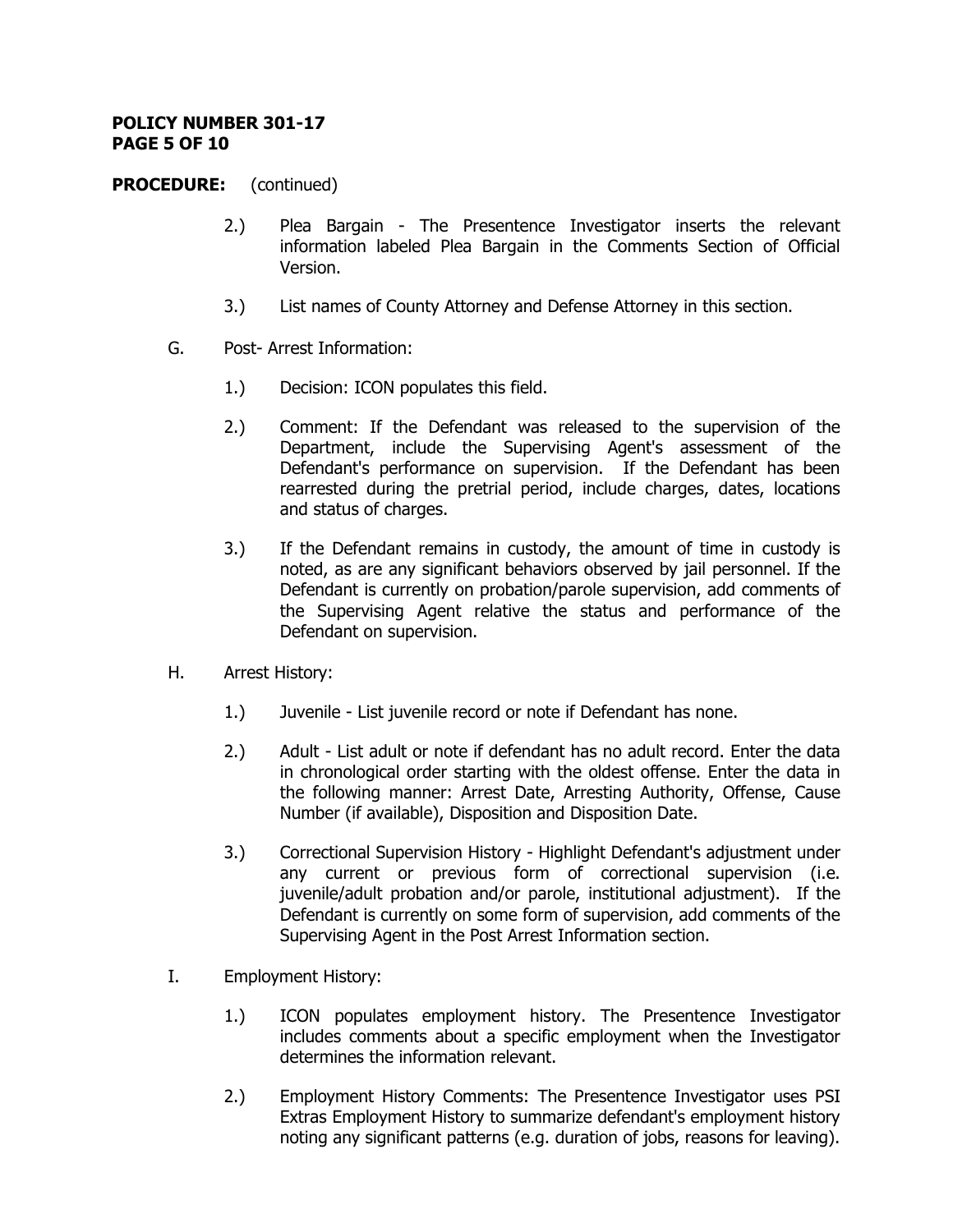**PROCEDURE:** (continued)

2.) Plea Bargain - The Presentence Investigator inserts the relevant information labeled Plea Bargain in the Comments Section of Official Version.

3.) List names of County Attorney and Defense Attorney in this section.

G. Post- Arrest Information:

1.) Decision: ICON populates this field.

2.) Comment: If the Defendant was released to the supervision of the Department, include the Supervising Agent's assessment of the Defendant's performance on supervision. If the Defendant has been rearrested during the pretrial period, include charges, dates, locations and status of charges.

3.) If the Defendant remains in custody, the amount of time in custody is noted, as are any significant behaviors observed by jail personnel. If the Defendant is currently on probation/parole supervision, add comments of the Supervising Agent relative the status and performance of the Defendant on supervision.

H. Arrest History:

1.) Juvenile - List juvenile record or note if Defendant has none.

2.) Adult - List adult or note if defendant has no adult record. Enter the data in chronological order starting with the oldest offense. Enter the data in the following manner: Arrest Date, Arresting Authority, Offense, Cause Number (if available), Disposition and Disposition Date.

3.) Correctional Supervision History - Highlight Defendant's adjustment under any current or previous form of correctional supervision (i.e. juvenile/adult probation and/or parole, institutional adjustment). If the Defendant is currently on some form of supervision, add comments of the Supervising Agent in the Post Arrest Information section.

I. Employment History:

1.) ICON populates employment history. The Presentence Investigator includes comments about a specific employment when the Investigator determines the information relevant.

2.) Employment History Comments: The Presentence Investigator uses PSI Extras Employment History to summarize defendant's employment history noting any significant patterns (e.g. duration of jobs, reasons for leaving).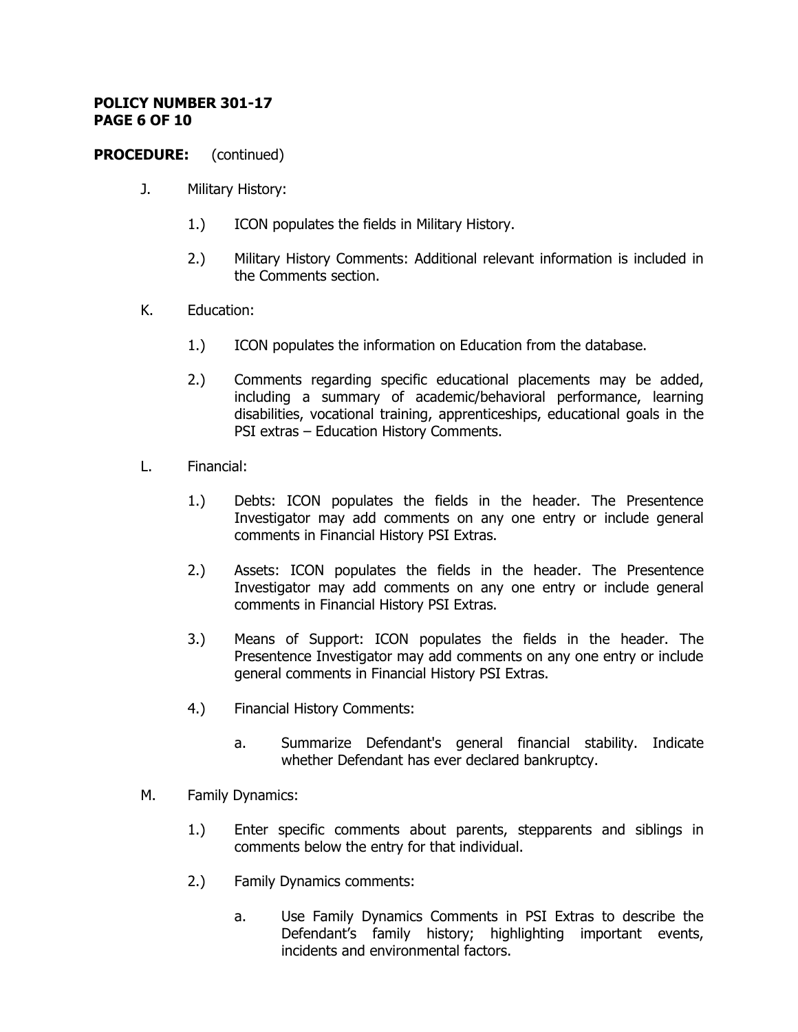**PROCEDURE:** (continued)

J. Military History:

   1.) ICON populates the fields in Military History.

   2.) Military History Comments: Additional relevant information is included in the Comments section.

K. Education:

   1.) ICON populates the information on Education from the database.

   2.) Comments regarding specific educational placements may be added, including a summary of academic/behavioral performance, learning disabilities, vocational training, apprenticeships, educational goals in the PSI extras – Education History Comments.

L. Financial:

   1.) Debts: ICON populates the fields in the header. The Presentence Investigator may add comments on any one entry or include general comments in Financial History PSI Extras.

   2.) Assets: ICON populates the fields in the header. The Presentence Investigator may add comments on any one entry or include general comments in Financial History PSI Extras.

   3.) Means of Support: ICON populates the fields in the header. The Presentence Investigator may add comments on any one entry or include general comments in Financial History PSI Extras.

   4.) Financial History Comments:

      a. Summarize Defendant's general financial stability. Indicate whether Defendant has ever declared bankruptcy.

M. Family Dynamics:

   1.) Enter specific comments about parents, stepparents and siblings in comments below the entry for that individual.

   2.) Family Dynamics comments:

      a. Use Family Dynamics Comments in PSI Extras to describe the Defendant's family history; highlighting important events, incidents and environmental factors.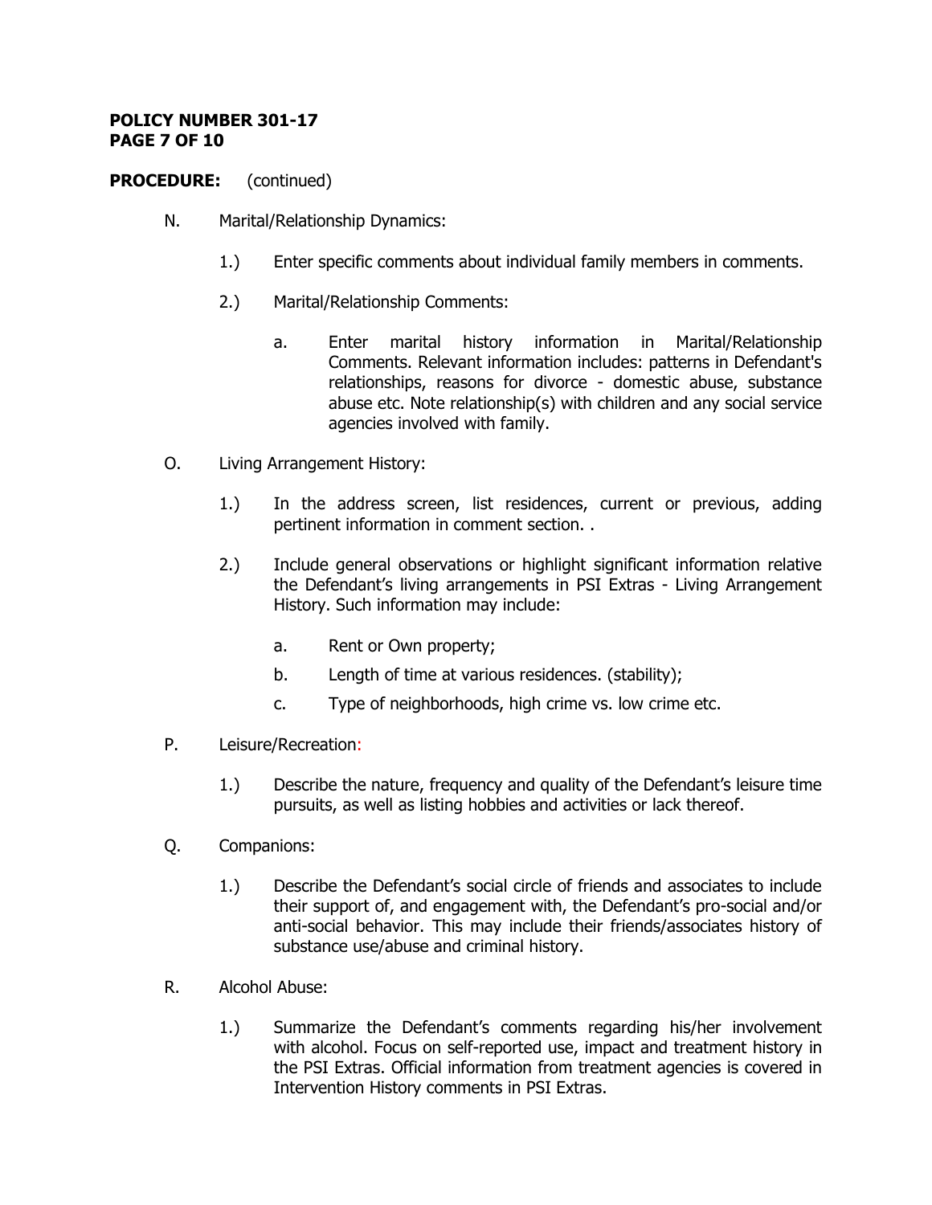**PROCEDURE:** (continued)

N. Marital/Relationship Dynamics:

1.) Enter specific comments about individual family members in comments.

2.) Marital/Relationship Comments:

a. Enter marital history information in Marital/Relationship Comments. Relevant information includes: patterns in Defendant's relationships, reasons for divorce - domestic abuse, substance abuse etc. Note relationship(s) with children and any social service agencies involved with family.

O. Living Arrangement History:

1.) In the address screen, list residences, current or previous, adding pertinent information in comment section. .

2.) Include general observations or highlight significant information relative the Defendant's living arrangements in PSI Extras - Living Arrangement History. Such information may include:

a. Rent or Own property;

b. Length of time at various residences. (stability);

c. Type of neighborhoods, high crime vs. low crime etc.

P. Leisure/Recreation:

1.) Describe the nature, frequency and quality of the Defendant's leisure time pursuits, as well as listing hobbies and activities or lack thereof.

Q. Companions:

1.) Describe the Defendant's social circle of friends and associates to include their support of, and engagement with, the Defendant's pro-social and/or anti-social behavior. This may include their friends/associates history of substance use/abuse and criminal history.

R. Alcohol Abuse:

1.) Summarize the Defendant's comments regarding his/her involvement with alcohol. Focus on self-reported use, impact and treatment history in the PSI Extras. Official information from treatment agencies is covered in Intervention History comments in PSI Extras.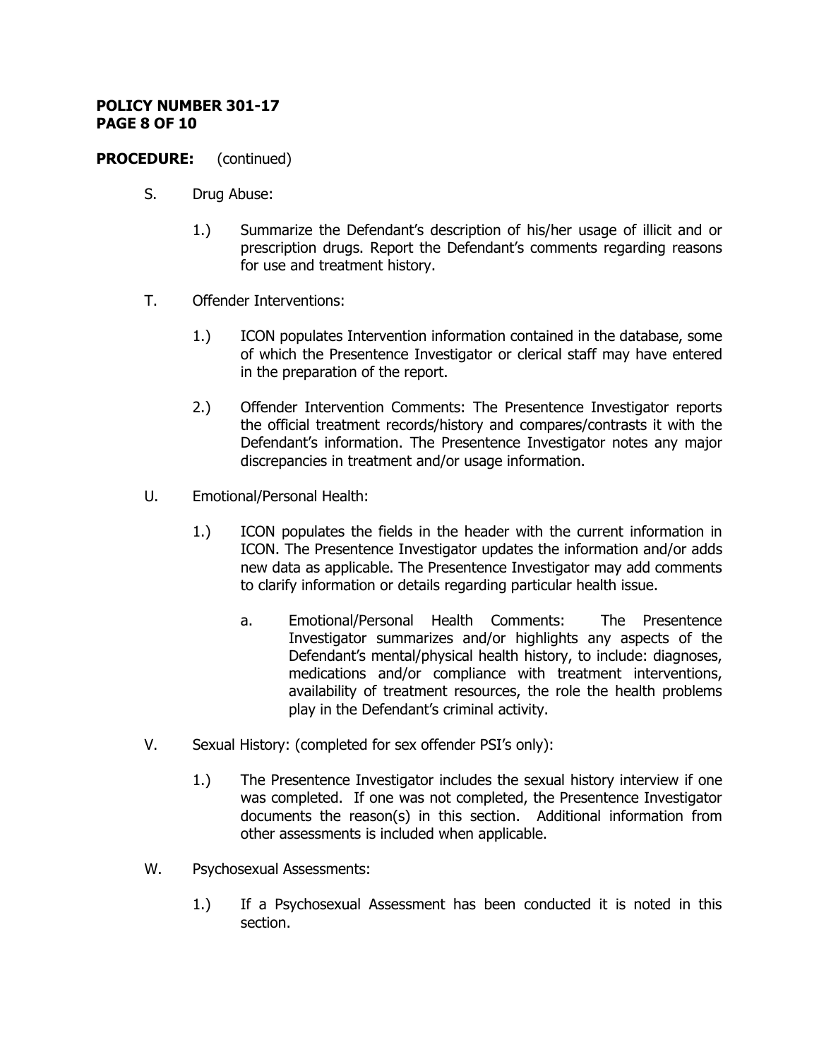**PROCEDURE:** (continued)

S. Drug Abuse:

1.) Summarize the Defendant's description of his/her usage of illicit and or prescription drugs. Report the Defendant's comments regarding reasons for use and treatment history.

T. Offender Interventions:

1.) ICON populates Intervention information contained in the database, some of which the Presentence Investigator or clerical staff may have entered in the preparation of the report.

2.) Offender Intervention Comments: The Presentence Investigator reports the official treatment records/history and compares/contrasts it with the Defendant's information. The Presentence Investigator notes any major discrepancies in treatment and/or usage information.

U. Emotional/Personal Health:

1.) ICON populates the fields in the header with the current information in ICON. The Presentence Investigator updates the information and/or adds new data as applicable. The Presentence Investigator may add comments to clarify information or details regarding particular health issue.

a. Emotional/Personal Health Comments: The Presentence Investigator summarizes and/or highlights any aspects of the Defendant's mental/physical health history, to include: diagnoses, medications and/or compliance with treatment interventions, availability of treatment resources, the role the health problems play in the Defendant's criminal activity.

V. Sexual History: (completed for sex offender PSI's only):

1.) The Presentence Investigator includes the sexual history interview if one was completed. If one was not completed, the Presentence Investigator documents the reason(s) in this section. Additional information from other assessments is included when applicable.

W. Psychosexual Assessments:

1.) If a Psychosexual Assessment has been conducted it is noted in this section.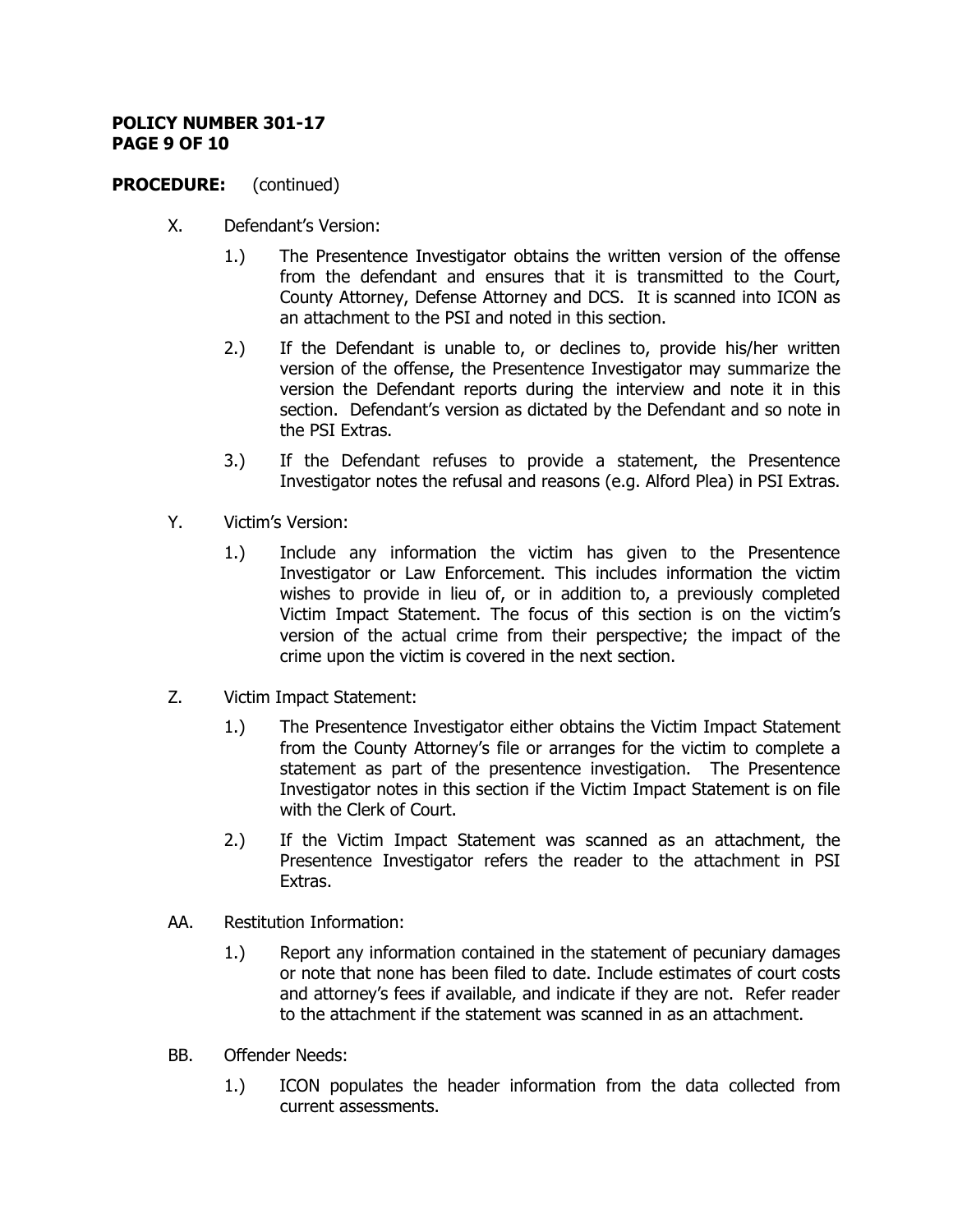**PROCEDURE:** (continued)

X. Defendant's Version:

1.) The Presentence Investigator obtains the written version of the offense from the defendant and ensures that it is transmitted to the Court, County Attorney, Defense Attorney and DCS. It is scanned into ICON as an attachment to the PSI and noted in this section.

2.) If the Defendant is unable to, or declines to, provide his/her written version of the offense, the Presentence Investigator may summarize the version the Defendant reports during the interview and note it in this section. Defendant's version as dictated by the Defendant and so note in the PSI Extras.

3.) If the Defendant refuses to provide a statement, the Presentence Investigator notes the refusal and reasons (e.g. Alford Plea) in PSI Extras.

Y. Victim's Version:

1.) Include any information the victim has given to the Presentence Investigator or Law Enforcement. This includes information the victim wishes to provide in lieu of, or in addition to, a previously completed Victim Impact Statement. The focus of this section is on the victim's version of the actual crime from their perspective; the impact of the crime upon the victim is covered in the next section.

Z. Victim Impact Statement:

1.) The Presentence Investigator either obtains the Victim Impact Statement from the County Attorney's file or arranges for the victim to complete a statement as part of the presentence investigation. The Presentence Investigator notes in this section if the Victim Impact Statement is on file with the Clerk of Court.

2.) If the Victim Impact Statement was scanned as an attachment, the Presentence Investigator refers the reader to the attachment in PSI Extras.

AA. Restitution Information:

1.) Report any information contained in the statement of pecuniary damages or note that none has been filed to date. Include estimates of court costs and attorney's fees if available, and indicate if they are not. Refer reader to the attachment if the statement was scanned in as an attachment.

BB. Offender Needs:

1.) ICON populates the header information from the data collected from current assessments.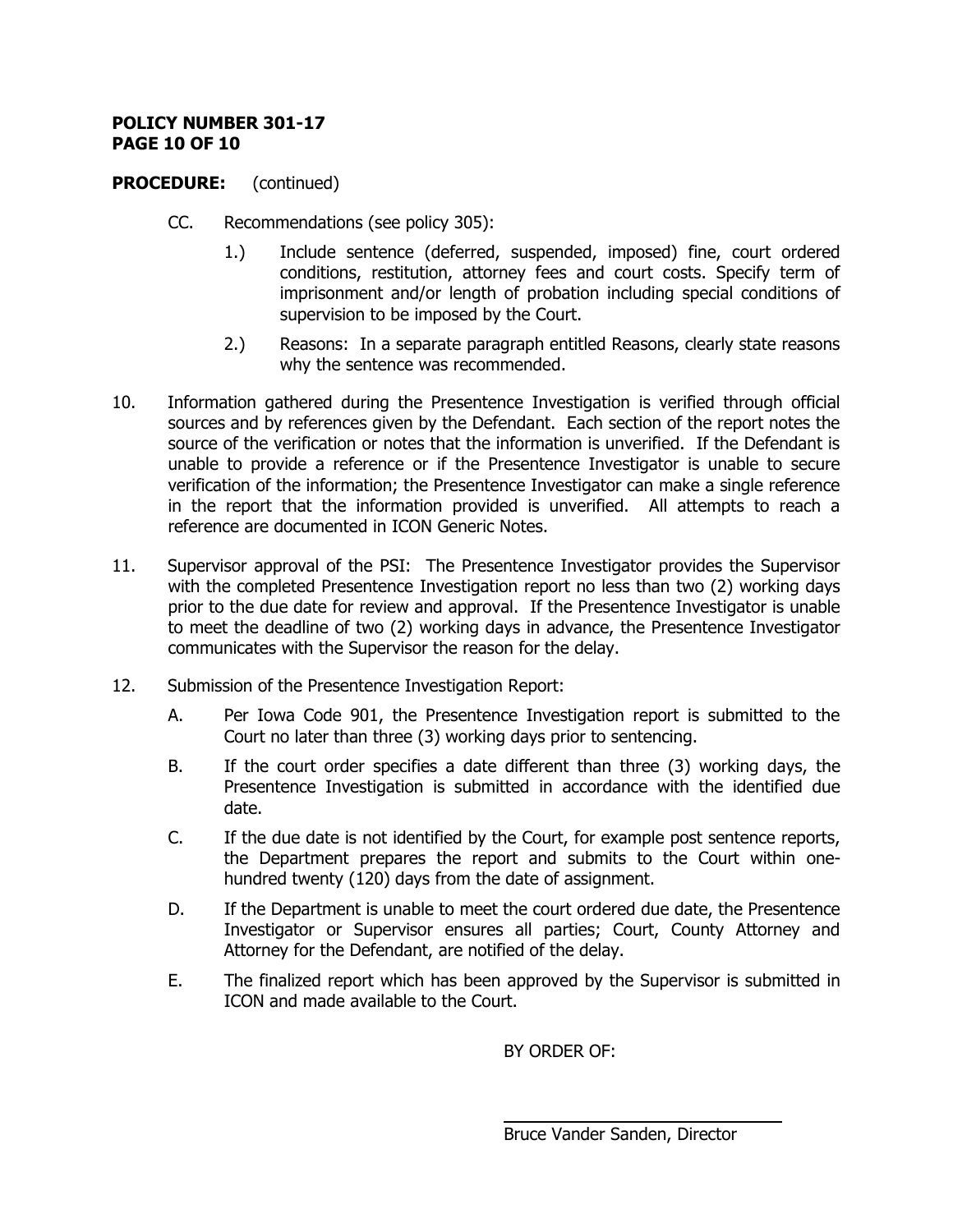**PROCEDURE:** (continued)

CC. Recommendations (see policy 305):

1.) Include sentence (deferred, suspended, imposed) fine, court ordered conditions, restitution, attorney fees and court costs. Specify term of imprisonment and/or length of probation including special conditions of supervision to be imposed by the Court.

2.) Reasons: In a separate paragraph entitled Reasons, clearly state reasons why the sentence was recommended.

10. Information gathered during the Presentence Investigation is verified through official sources and by references given by the Defendant. Each section of the report notes the source of the verification or notes that the information is unverified. If the Defendant is unable to provide a reference or if the Presentence Investigator is unable to secure verification of the information; the Presentence Investigator can make a single reference in the report that the information provided is unverified. All attempts to reach a reference are documented in ICON Generic Notes.

11. Supervisor approval of the PSI: The Presentence Investigator provides the Supervisor with the completed Presentence Investigation report no less than two (2) working days prior to the due date for review and approval. If the Presentence Investigator is unable to meet the deadline of two (2) working days in advance, the Presentence Investigator communicates with the Supervisor the reason for the delay.

12. Submission of the Presentence Investigation Report:

A. Per Iowa Code 901, the Presentence Investigation report is submitted to the Court no later than three (3) working days prior to sentencing.

B. If the court order specifies a date different than three (3) working days, the Presentence Investigation is submitted in accordance with the identified due date.

C. If the due date is not identified by the Court, for example post sentence reports, the Department prepares the report and submits to the Court within one-hundred twenty (120) days from the date of assignment.

D. If the Department is unable to meet the court ordered due date, the Presentence Investigator or Supervisor ensures all parties; Court, County Attorney and Attorney for the Defendant, are notified of the delay.

E. The finalized report which has been approved by the Supervisor is submitted in ICON and made available to the Court.

BY ORDER OF:

Bruce Vander Sanden, Director